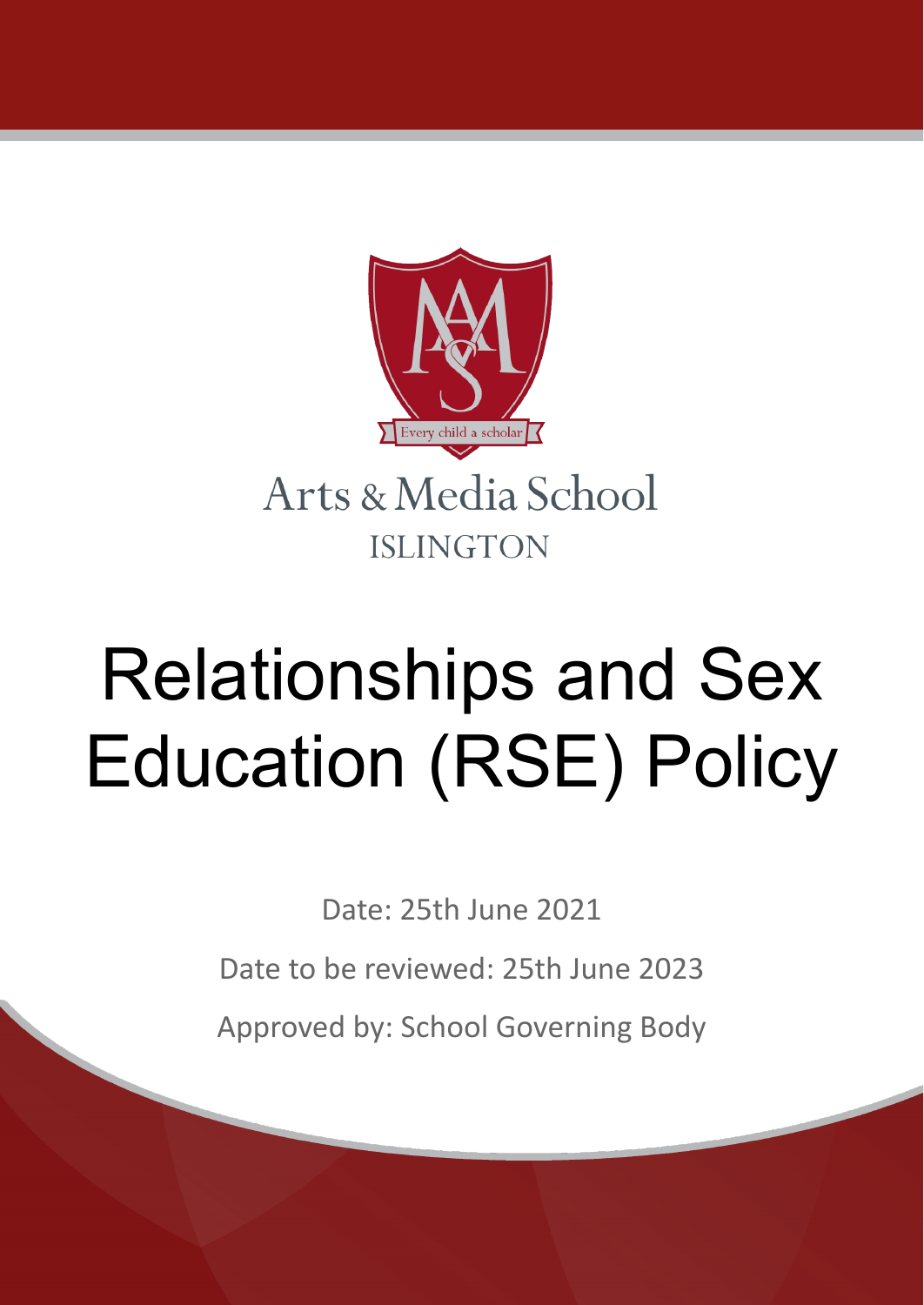Every child a scholar

Arts & Media School
ISLINGTON

# Relationships and Sex Education (RSE) Policy

Date: 25th June 2021

Date to be reviewed: 25th June 2023

Approved by: School Governing Body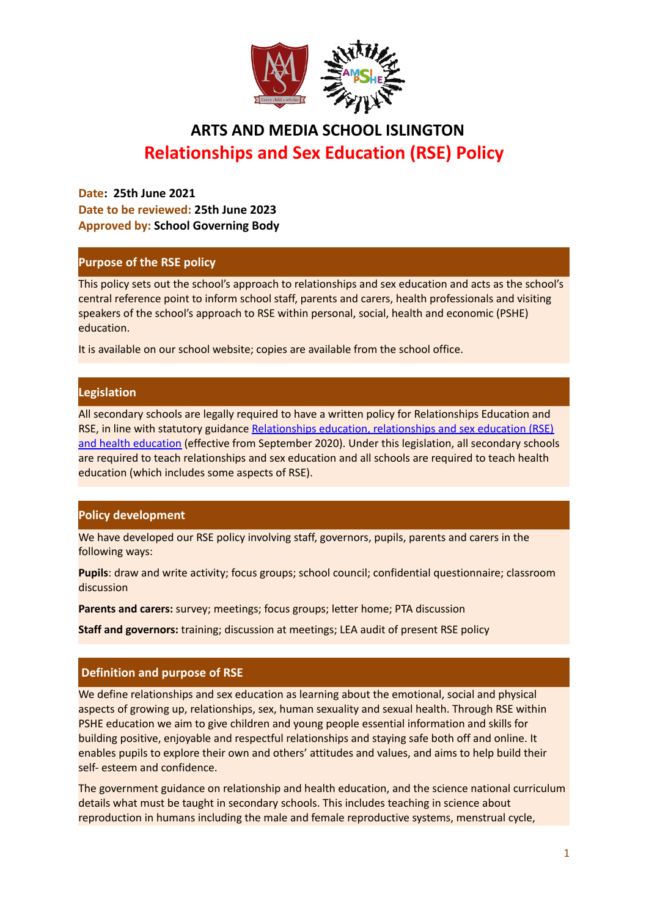# ARTS AND MEDIA SCHOOL ISLINGTON

# Relationships and Sex Education (RSE) Policy

**Date: 25th June 2021**
**Date to be reviewed: 25th June 2023**
**Approved by: School Governing Body**

## Purpose of the RSE policy

This policy sets out the school's approach to relationships and sex education and acts as the school's central reference point to inform school staff, parents and carers, health professionals and visiting speakers of the school's approach to RSE within personal, social, health and economic (PSHE) education.

It is available on our school website; copies are available from the school office.

## Legislation

All secondary schools are legally required to have a written policy for Relationships Education and RSE, in line with statutory guidance [Relationships education, relationships and sex education (RSE) and health education]() (effective from September 2020). Under this legislation, all secondary schools are required to teach relationships and sex education and all schools are required to teach health education (which includes some aspects of RSE).

## Policy development

We have developed our RSE policy involving staff, governors, pupils, parents and carers in the following ways:

**Pupils**: draw and write activity; focus groups; school council; confidential questionnaire; classroom discussion

**Parents and carers:** survey; meetings; focus groups; letter home; PTA discussion

**Staff and governors:** training; discussion at meetings; LEA audit of present RSE policy

## Definition and purpose of RSE

We define relationships and sex education as learning about the emotional, social and physical aspects of growing up, relationships, sex, human sexuality and sexual health. Through RSE within PSHE education we aim to give children and young people essential information and skills for building positive, enjoyable and respectful relationships and staying safe both off and online. It enables pupils to explore their own and others' attitudes and values, and aims to help build their self- esteem and confidence.

The government guidance on relationship and health education, and the science national curriculum details what must be taught in secondary schools. This includes teaching in science about reproduction in humans including the male and female reproductive systems, menstrual cycle,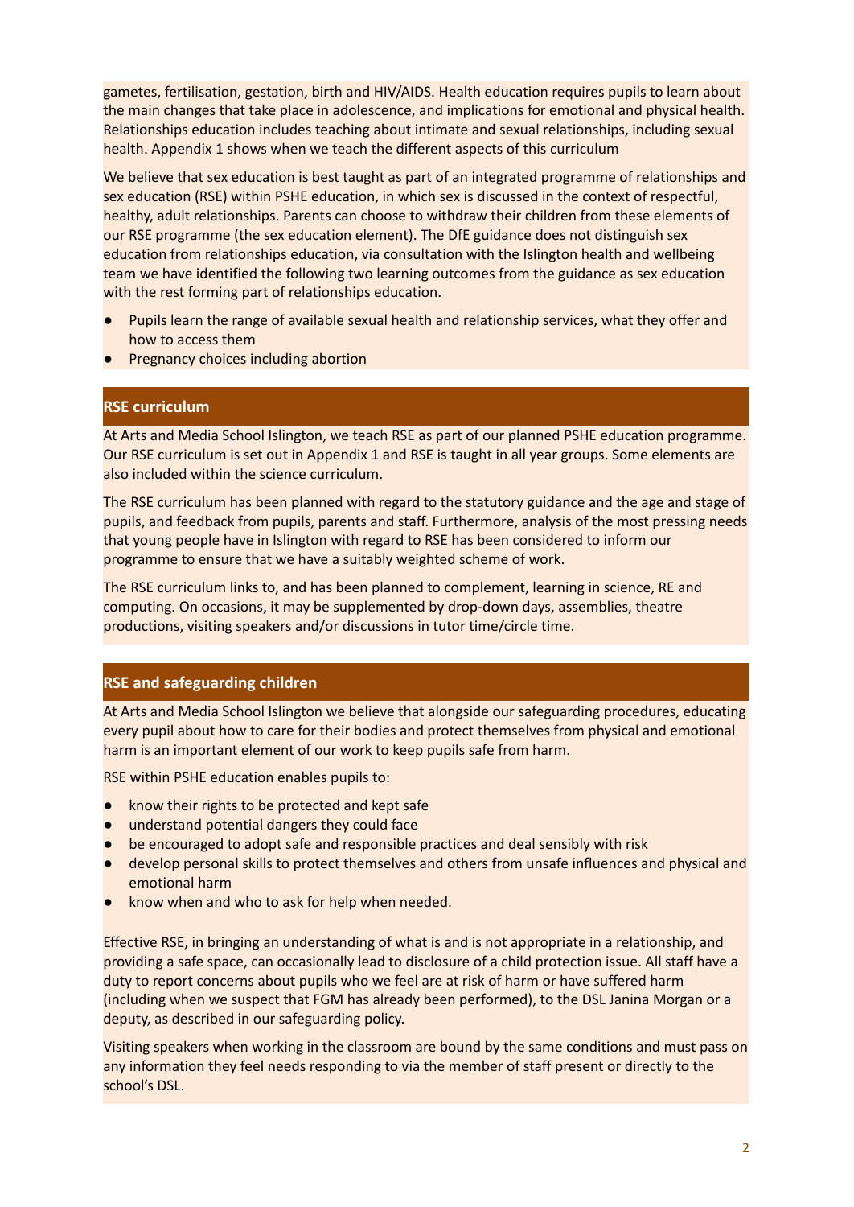gametes, fertilisation, gestation, birth and HIV/AIDS. Health education requires pupils to learn about the main changes that take place in adolescence, and implications for emotional and physical health. Relationships education includes teaching about intimate and sexual relationships, including sexual health. Appendix 1 shows when we teach the different aspects of this curriculum

We believe that sex education is best taught as part of an integrated programme of relationships and sex education (RSE) within PSHE education, in which sex is discussed in the context of respectful, healthy, adult relationships. Parents can choose to withdraw their children from these elements of our RSE programme (the sex education element). The DfE guidance does not distinguish sex education from relationships education, via consultation with the Islington health and wellbeing team we have identified the following two learning outcomes from the guidance as sex education with the rest forming part of relationships education.

- Pupils learn the range of available sexual health and relationship services, what they offer and how to access them
- Pregnancy choices including abortion

## RSE curriculum

At Arts and Media School Islington, we teach RSE as part of our planned PSHE education programme. Our RSE curriculum is set out in Appendix 1 and RSE is taught in all year groups. Some elements are also included within the science curriculum.

The RSE curriculum has been planned with regard to the statutory guidance and the age and stage of pupils, and feedback from pupils, parents and staff. Furthermore, analysis of the most pressing needs that young people have in Islington with regard to RSE has been considered to inform our programme to ensure that we have a suitably weighted scheme of work.

The RSE curriculum links to, and has been planned to complement, learning in science, RE and computing. On occasions, it may be supplemented by drop-down days, assemblies, theatre productions, visiting speakers and/or discussions in tutor time/circle time.

## RSE and safeguarding children

At Arts and Media School Islington we believe that alongside our safeguarding procedures, educating every pupil about how to care for their bodies and protect themselves from physical and emotional harm is an important element of our work to keep pupils safe from harm.

RSE within PSHE education enables pupils to:

- know their rights to be protected and kept safe
- understand potential dangers they could face
- be encouraged to adopt safe and responsible practices and deal sensibly with risk
- develop personal skills to protect themselves and others from unsafe influences and physical and emotional harm
- know when and who to ask for help when needed.

Effective RSE, in bringing an understanding of what is and is not appropriate in a relationship, and providing a safe space, can occasionally lead to disclosure of a child protection issue. All staff have a duty to report concerns about pupils who we feel are at risk of harm or have suffered harm (including when we suspect that FGM has already been performed), to the DSL Janina Morgan or a deputy, as described in our safeguarding policy.

Visiting speakers when working in the classroom are bound by the same conditions and must pass on any information they feel needs responding to via the member of staff present or directly to the school's DSL.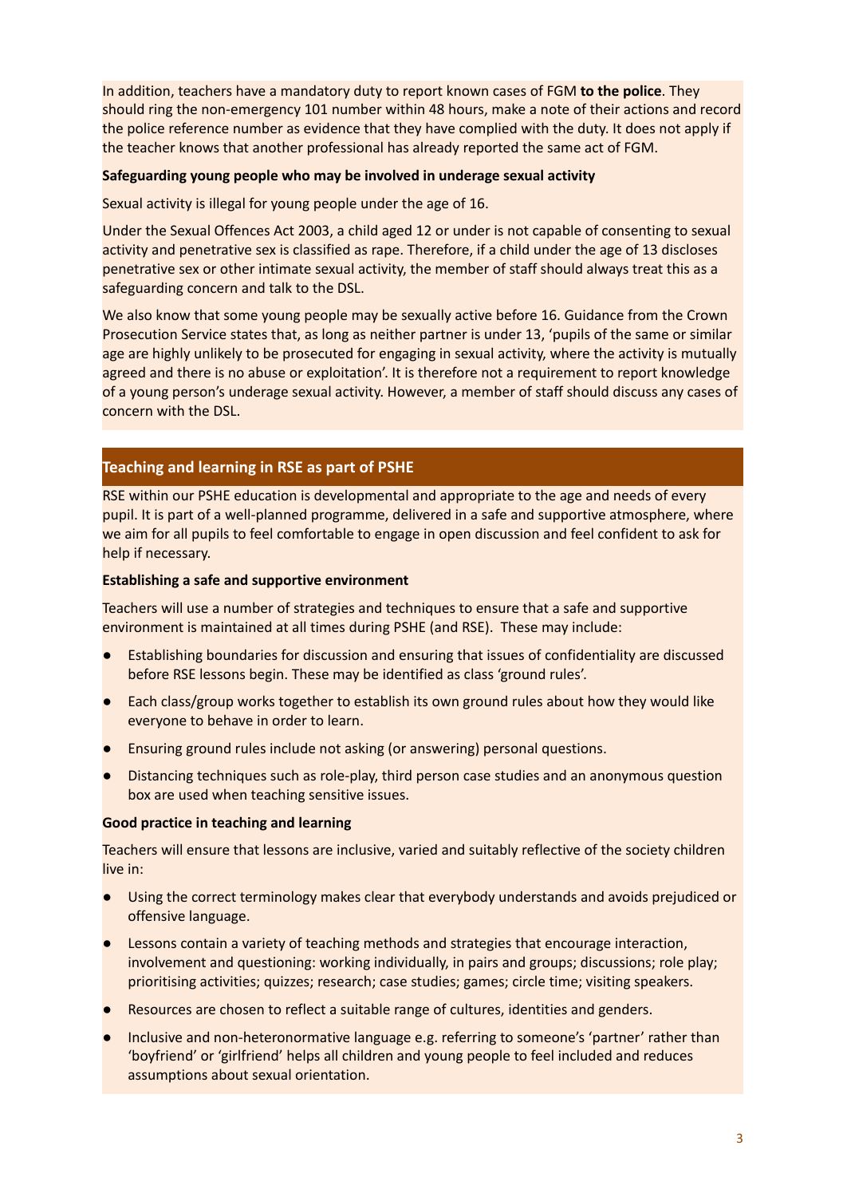In addition, teachers have a mandatory duty to report known cases of FGM **to the police**. They should ring the non-emergency 101 number within 48 hours, make a note of their actions and record the police reference number as evidence that they have complied with the duty. It does not apply if the teacher knows that another professional has already reported the same act of FGM.

**Safeguarding young people who may be involved in underage sexual activity**

Sexual activity is illegal for young people under the age of 16.

Under the Sexual Offences Act 2003, a child aged 12 or under is not capable of consenting to sexual activity and penetrative sex is classified as rape. Therefore, if a child under the age of 13 discloses penetrative sex or other intimate sexual activity, the member of staff should always treat this as a safeguarding concern and talk to the DSL.

We also know that some young people may be sexually active before 16. Guidance from the Crown Prosecution Service states that, as long as neither partner is under 13, 'pupils of the same or similar age are highly unlikely to be prosecuted for engaging in sexual activity, where the activity is mutually agreed and there is no abuse or exploitation'. It is therefore not a requirement to report knowledge of a young person's underage sexual activity. However, a member of staff should discuss any cases of concern with the DSL.

## Teaching and learning in RSE as part of PSHE

RSE within our PSHE education is developmental and appropriate to the age and needs of every pupil. It is part of a well-planned programme, delivered in a safe and supportive atmosphere, where we aim for all pupils to feel comfortable to engage in open discussion and feel confident to ask for help if necessary.

**Establishing a safe and supportive environment**

Teachers will use a number of strategies and techniques to ensure that a safe and supportive environment is maintained at all times during PSHE (and RSE). These may include:

- Establishing boundaries for discussion and ensuring that issues of confidentiality are discussed before RSE lessons begin. These may be identified as class 'ground rules'.
- Each class/group works together to establish its own ground rules about how they would like everyone to behave in order to learn.
- Ensuring ground rules include not asking (or answering) personal questions.
- Distancing techniques such as role-play, third person case studies and an anonymous question box are used when teaching sensitive issues.

**Good practice in teaching and learning**

Teachers will ensure that lessons are inclusive, varied and suitably reflective of the society children live in:

- Using the correct terminology makes clear that everybody understands and avoids prejudiced or offensive language.
- Lessons contain a variety of teaching methods and strategies that encourage interaction, involvement and questioning: working individually, in pairs and groups; discussions; role play; prioritising activities; quizzes; research; case studies; games; circle time; visiting speakers.
- Resources are chosen to reflect a suitable range of cultures, identities and genders.
- Inclusive and non-heteronormative language e.g. referring to someone's 'partner' rather than 'boyfriend' or 'girlfriend' helps all children and young people to feel included and reduces assumptions about sexual orientation.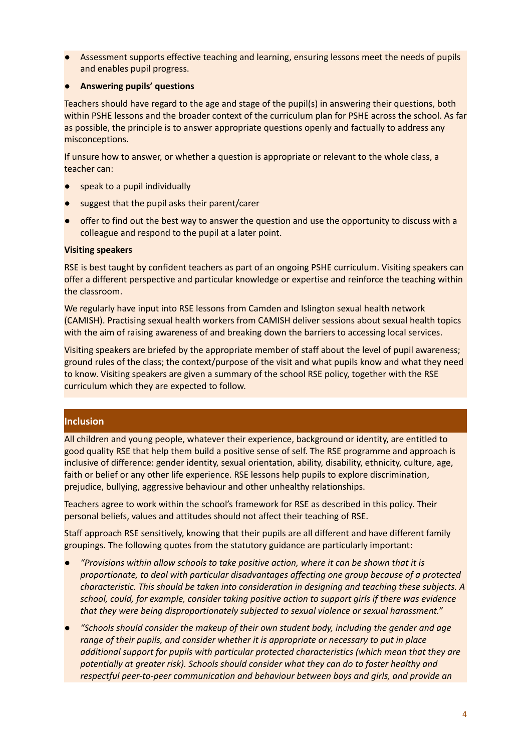- Assessment supports effective teaching and learning, ensuring lessons meet the needs of pupils and enables pupil progress.
- **Answering pupils' questions**

Teachers should have regard to the age and stage of the pupil(s) in answering their questions, both within PSHE lessons and the broader context of the curriculum plan for PSHE across the school. As far as possible, the principle is to answer appropriate questions openly and factually to address any misconceptions.

If unsure how to answer, or whether a question is appropriate or relevant to the whole class, a teacher can:

- speak to a pupil individually
- suggest that the pupil asks their parent/carer
- offer to find out the best way to answer the question and use the opportunity to discuss with a colleague and respond to the pupil at a later point.

**Visiting speakers**

RSE is best taught by confident teachers as part of an ongoing PSHE curriculum. Visiting speakers can offer a different perspective and particular knowledge or expertise and reinforce the teaching within the classroom.

We regularly have input into RSE lessons from Camden and Islington sexual health network (CAMISH). Practising sexual health workers from CAMISH deliver sessions about sexual health topics with the aim of raising awareness of and breaking down the barriers to accessing local services.

Visiting speakers are briefed by the appropriate member of staff about the level of pupil awareness; ground rules of the class; the context/purpose of the visit and what pupils know and what they need to know. Visiting speakers are given a summary of the school RSE policy, together with the RSE curriculum which they are expected to follow.

## Inclusion

All children and young people, whatever their experience, background or identity, are entitled to good quality RSE that help them build a positive sense of self. The RSE programme and approach is inclusive of difference: gender identity, sexual orientation, ability, disability, ethnicity, culture, age, faith or belief or any other life experience. RSE lessons help pupils to explore discrimination, prejudice, bullying, aggressive behaviour and other unhealthy relationships.

Teachers agree to work within the school's framework for RSE as described in this policy. Their personal beliefs, values and attitudes should not affect their teaching of RSE.

Staff approach RSE sensitively, knowing that their pupils are all different and have different family groupings. The following quotes from the statutory guidance are particularly important:

- *"Provisions within allow schools to take positive action, where it can be shown that it is proportionate, to deal with particular disadvantages affecting one group because of a protected characteristic. This should be taken into consideration in designing and teaching these subjects. A school, could, for example, consider taking positive action to support girls if there was evidence that they were being disproportionately subjected to sexual violence or sexual harassment."*
- *"Schools should consider the makeup of their own student body, including the gender and age range of their pupils, and consider whether it is appropriate or necessary to put in place additional support for pupils with particular protected characteristics (which mean that they are potentially at greater risk). Schools should consider what they can do to foster healthy and respectful peer-to-peer communication and behaviour between boys and girls, and provide an*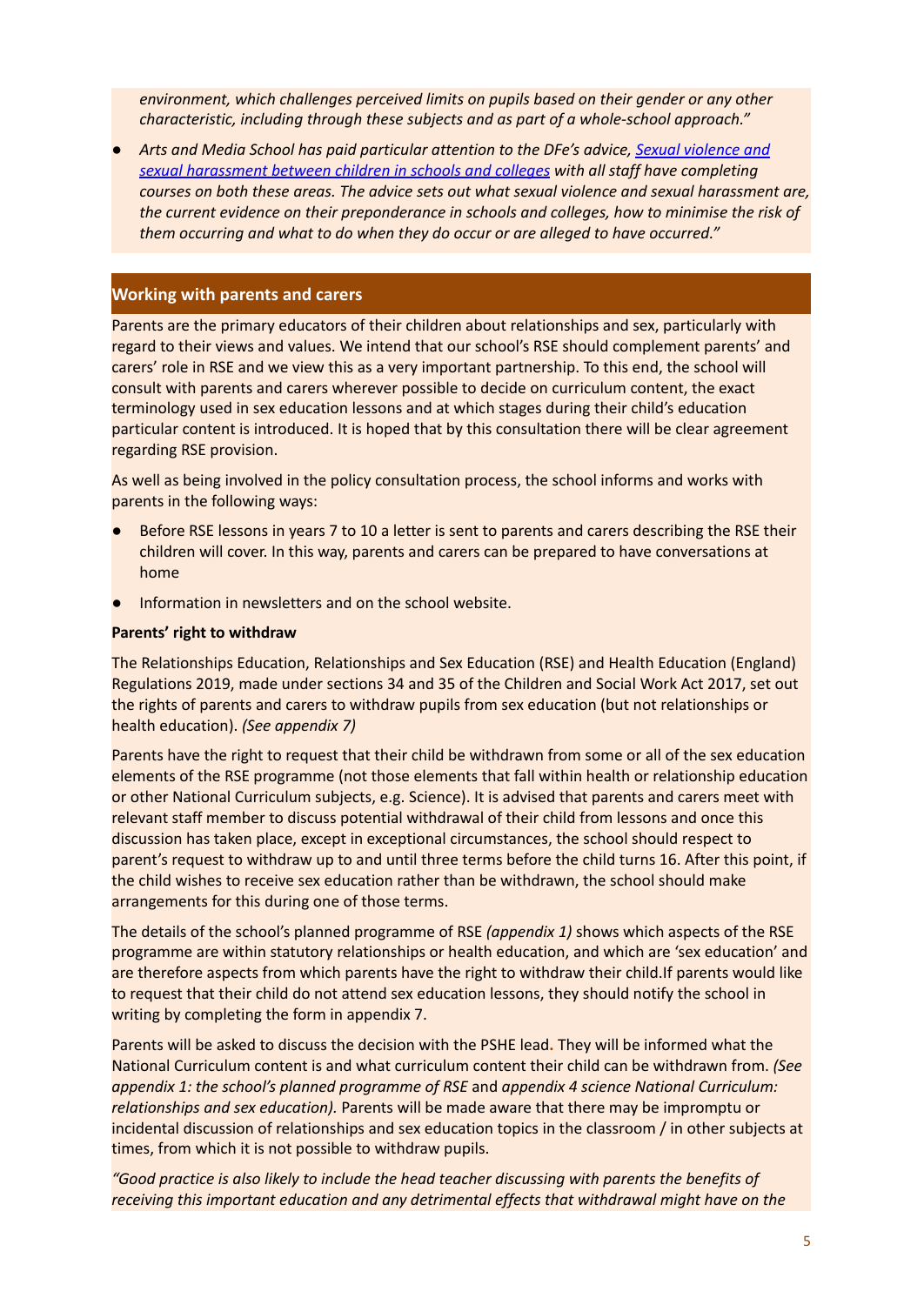*environment, which challenges perceived limits on pupils based on their gender or any other characteristic, including through these subjects and as part of a whole-school approach."*

- *Arts and Media School has paid particular attention to the DFe's advice, Sexual violence and sexual harassment between children in schools and colleges with all staff have completing courses on both these areas. The advice sets out what sexual violence and sexual harassment are, the current evidence on their preponderance in schools and colleges, how to minimise the risk of them occurring and what to do when they do occur or are alleged to have occurred."*

## Working with parents and carers

Parents are the primary educators of their children about relationships and sex, particularly with regard to their views and values. We intend that our school's RSE should complement parents' and carers' role in RSE and we view this as a very important partnership. To this end, the school will consult with parents and carers wherever possible to decide on curriculum content, the exact terminology used in sex education lessons and at which stages during their child's education particular content is introduced. It is hoped that by this consultation there will be clear agreement regarding RSE provision.

As well as being involved in the policy consultation process, the school informs and works with parents in the following ways:

- Before RSE lessons in years 7 to 10 a letter is sent to parents and carers describing the RSE their children will cover. In this way, parents and carers can be prepared to have conversations at home
- Information in newsletters and on the school website.

**Parents' right to withdraw**

The Relationships Education, Relationships and Sex Education (RSE) and Health Education (England) Regulations 2019, made under sections 34 and 35 of the Children and Social Work Act 2017, set out the rights of parents and carers to withdraw pupils from sex education (but not relationships or health education). *(See appendix 7)*

Parents have the right to request that their child be withdrawn from some or all of the sex education elements of the RSE programme (not those elements that fall within health or relationship education or other National Curriculum subjects, e.g. Science). It is advised that parents and carers meet with relevant staff member to discuss potential withdrawal of their child from lessons and once this discussion has taken place, except in exceptional circumstances, the school should respect to parent's request to withdraw up to and until three terms before the child turns 16. After this point, if the child wishes to receive sex education rather than be withdrawn, the school should make arrangements for this during one of those terms.

The details of the school's planned programme of RSE *(appendix 1)* shows which aspects of the RSE programme are within statutory relationships or health education, and which are 'sex education' and are therefore aspects from which parents have the right to withdraw their child.If parents would like to request that their child do not attend sex education lessons, they should notify the school in writing by completing the form in appendix 7.

Parents will be asked to discuss the decision with the PSHE lead. They will be informed what the National Curriculum content is and what curriculum content their child can be withdrawn from. *(See appendix 1: the school's planned programme of RSE* and *appendix 4 science National Curriculum: relationships and sex education).* Parents will be made aware that there may be impromptu or incidental discussion of relationships and sex education topics in the classroom / in other subjects at times, from which it is not possible to withdraw pupils.

*"Good practice is also likely to include the head teacher discussing with parents the benefits of receiving this important education and any detrimental effects that withdrawal might have on the*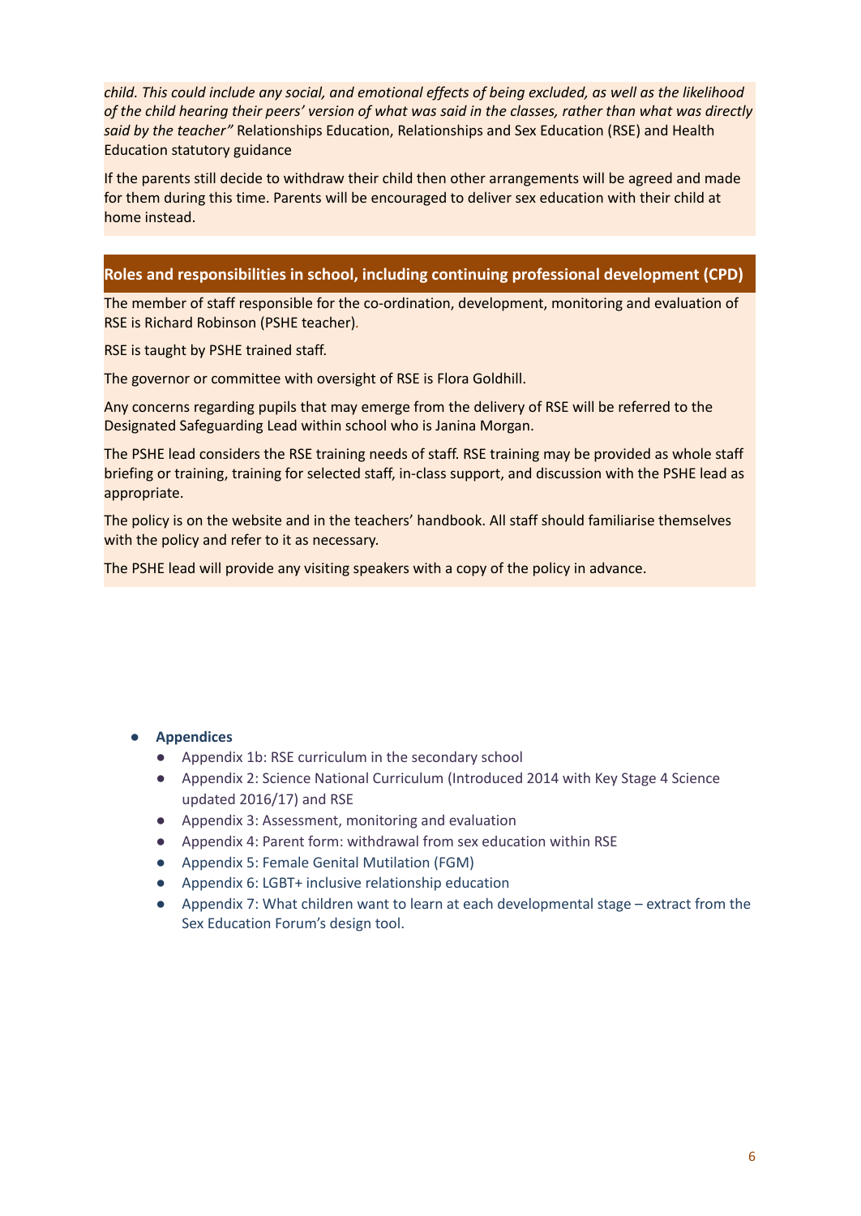*child. This could include any social, and emotional effects of being excluded, as well as the likelihood of the child hearing their peers' version of what was said in the classes, rather than what was directly said by the teacher"* Relationships Education, Relationships and Sex Education (RSE) and Health Education statutory guidance

If the parents still decide to withdraw their child then other arrangements will be agreed and made for them during this time. Parents will be encouraged to deliver sex education with their child at home instead.

## Roles and responsibilities in school, including continuing professional development (CPD)

The member of staff responsible for the co-ordination, development, monitoring and evaluation of RSE is Richard Robinson (PSHE teacher).

RSE is taught by PSHE trained staff.

The governor or committee with oversight of RSE is Flora Goldhill.

Any concerns regarding pupils that may emerge from the delivery of RSE will be referred to the Designated Safeguarding Lead within school who is Janina Morgan.

The PSHE lead considers the RSE training needs of staff. RSE training may be provided as whole staff briefing or training, training for selected staff, in-class support, and discussion with the PSHE lead as appropriate.

The policy is on the website and in the teachers' handbook. All staff should familiarise themselves with the policy and refer to it as necessary.

The PSHE lead will provide any visiting speakers with a copy of the policy in advance.

- **Appendices**
  - Appendix 1b: RSE curriculum in the secondary school
  - Appendix 2: Science National Curriculum (Introduced 2014 with Key Stage 4 Science updated 2016/17) and RSE
  - Appendix 3: Assessment, monitoring and evaluation
  - Appendix 4: Parent form: withdrawal from sex education within RSE
  - Appendix 5: Female Genital Mutilation (FGM)
  - Appendix 6: LGBT+ inclusive relationship education
  - Appendix 7: What children want to learn at each developmental stage – extract from the Sex Education Forum's design tool.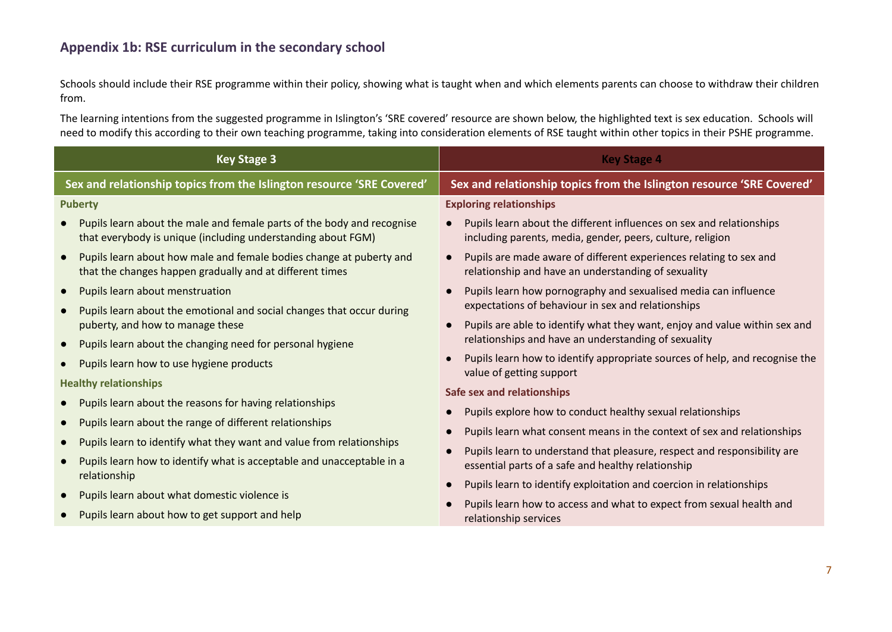## Appendix 1b: RSE curriculum in the secondary school

Schools should include their RSE programme within their policy, showing what is taught when and which elements parents can choose to withdraw their children from.

The learning intentions from the suggested programme in Islington's 'SRE covered' resource are shown below, the highlighted text is sex education. Schools will need to modify this according to their own teaching programme, taking into consideration elements of RSE taught within other topics in their PSHE programme.

| Key Stage 3 | Key Stage 4 |
|---|---|
| **Sex and relationship topics from the Islington resource 'SRE Covered'** | **Sex and relationship topics from the Islington resource 'SRE Covered'** |
| **Puberty**<br>● Pupils learn about the male and female parts of the body and recognise that everybody is unique (including understanding about FGM)<br>● Pupils learn about how male and female bodies change at puberty and that the changes happen gradually and at different times<br>● Pupils learn about menstruation<br>● Pupils learn about the emotional and social changes that occur during puberty, and how to manage these<br>● Pupils learn about the changing need for personal hygiene<br>● Pupils learn how to use hygiene products<br>**Healthy relationships**<br>● Pupils learn about the reasons for having relationships<br>● Pupils learn about the range of different relationships<br>● Pupils learn to identify what they want and value from relationships<br>● Pupils learn how to identify what is acceptable and unacceptable in a relationship<br>● Pupils learn about what domestic violence is<br>● Pupils learn about how to get support and help | **Exploring relationships**<br>● Pupils learn about the different influences on sex and relationships including parents, media, gender, peers, culture, religion<br>● Pupils are made aware of different experiences relating to sex and relationship and have an understanding of sexuality<br>● Pupils learn how pornography and sexualised media can influence expectations of behaviour in sex and relationships<br>● Pupils are able to identify what they want, enjoy and value within sex and relationships and have an understanding of sexuality<br>● Pupils learn how to identify appropriate sources of help, and recognise the value of getting support<br>**Safe sex and relationships**<br>● Pupils explore how to conduct healthy sexual relationships<br>● Pupils learn what consent means in the context of sex and relationships<br>● Pupils learn to understand that pleasure, respect and responsibility are essential parts of a safe and healthy relationship<br>● Pupils learn to identify exploitation and coercion in relationships<br>● Pupils learn how to access and what to expect from sexual health and relationship services |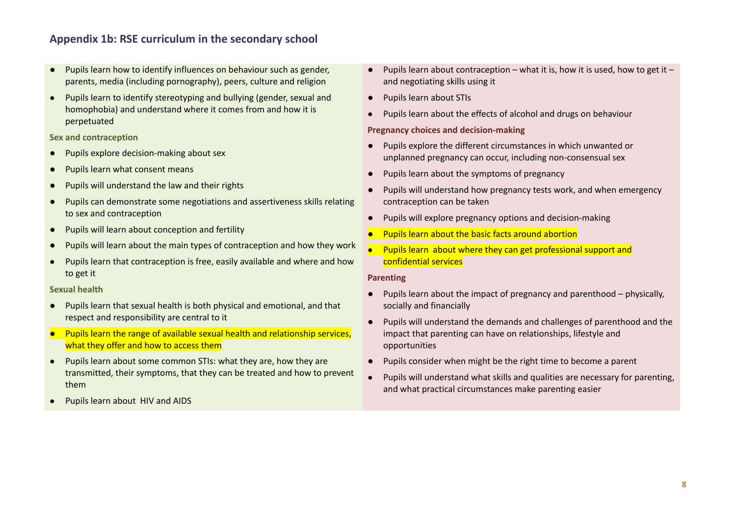## Appendix 1b: RSE curriculum in the secondary school

- Pupils learn how to identify influences on behaviour such as gender, parents, media (including pornography), peers, culture and religion
- Pupils learn to identify stereotyping and bullying (gender, sexual and homophobia) and understand where it comes from and how it is perpetuated

### Sex and contraception

- Pupils explore decision-making about sex
- Pupils learn what consent means
- Pupils will understand the law and their rights
- Pupils can demonstrate some negotiations and assertiveness skills relating to sex and contraception
- Pupils will learn about conception and fertility
- Pupils will learn about the main types of contraception and how they work
- Pupils learn that contraception is free, easily available and where and how to get it

### Sexual health

- Pupils learn that sexual health is both physical and emotional, and that respect and responsibility are central to it
- Pupils learn the range of available sexual health and relationship services, what they offer and how to access them
- Pupils learn about some common STIs: what they are, how they are transmitted, their symptoms, that they can be treated and how to prevent them
- Pupils learn about HIV and AIDS
- Pupils learn about contraception – what it is, how it is used, how to get it – and negotiating skills using it
- Pupils learn about STIs
- Pupils learn about the effects of alcohol and drugs on behaviour

### Pregnancy choices and decision-making

- Pupils explore the different circumstances in which unwanted or unplanned pregnancy can occur, including non-consensual sex
- Pupils learn about the symptoms of pregnancy
- Pupils will understand how pregnancy tests work, and when emergency contraception can be taken
- Pupils will explore pregnancy options and decision-making
- Pupils learn about the basic facts around abortion
- Pupils learn about where they can get professional support and confidential services

### Parenting

- Pupils learn about the impact of pregnancy and parenthood – physically, socially and financially
- Pupils will understand the demands and challenges of parenthood and the impact that parenting can have on relationships, lifestyle and opportunities
- Pupils consider when might be the right time to become a parent
- Pupils will understand what skills and qualities are necessary for parenting, and what practical circumstances make parenting easier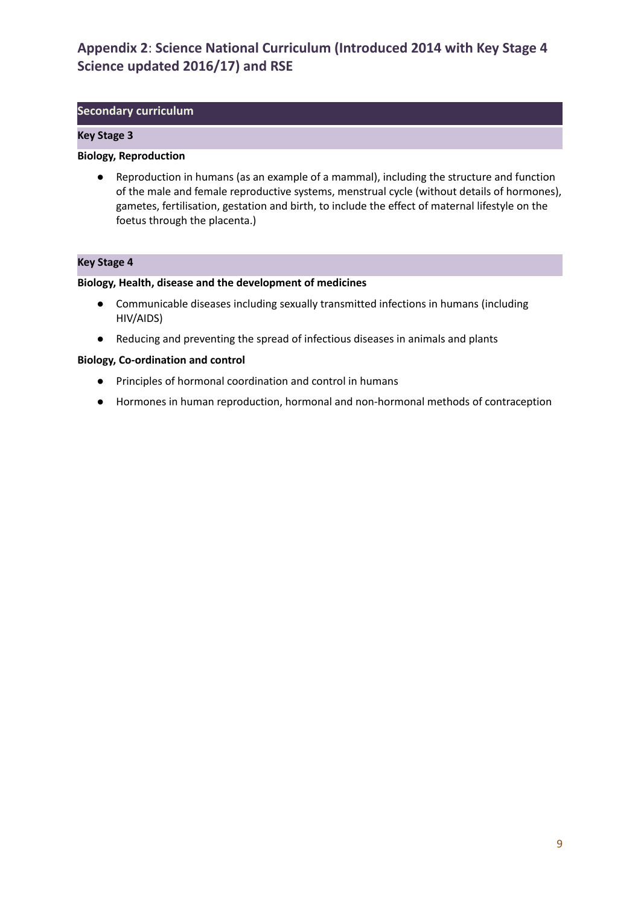## Appendix 2: Science National Curriculum (Introduced 2014 with Key Stage 4 Science updated 2016/17) and RSE

### Secondary curriculum

#### Key Stage 3

**Biology, Reproduction**

- Reproduction in humans (as an example of a mammal), including the structure and function of the male and female reproductive systems, menstrual cycle (without details of hormones), gametes, fertilisation, gestation and birth, to include the effect of maternal lifestyle on the foetus through the placenta.)

#### Key Stage 4

**Biology, Health, disease and the development of medicines**

- Communicable diseases including sexually transmitted infections in humans (including HIV/AIDS)
- Reducing and preventing the spread of infectious diseases in animals and plants

**Biology, Co-ordination and control**

- Principles of hormonal coordination and control in humans
- Hormones in human reproduction, hormonal and non-hormonal methods of contraception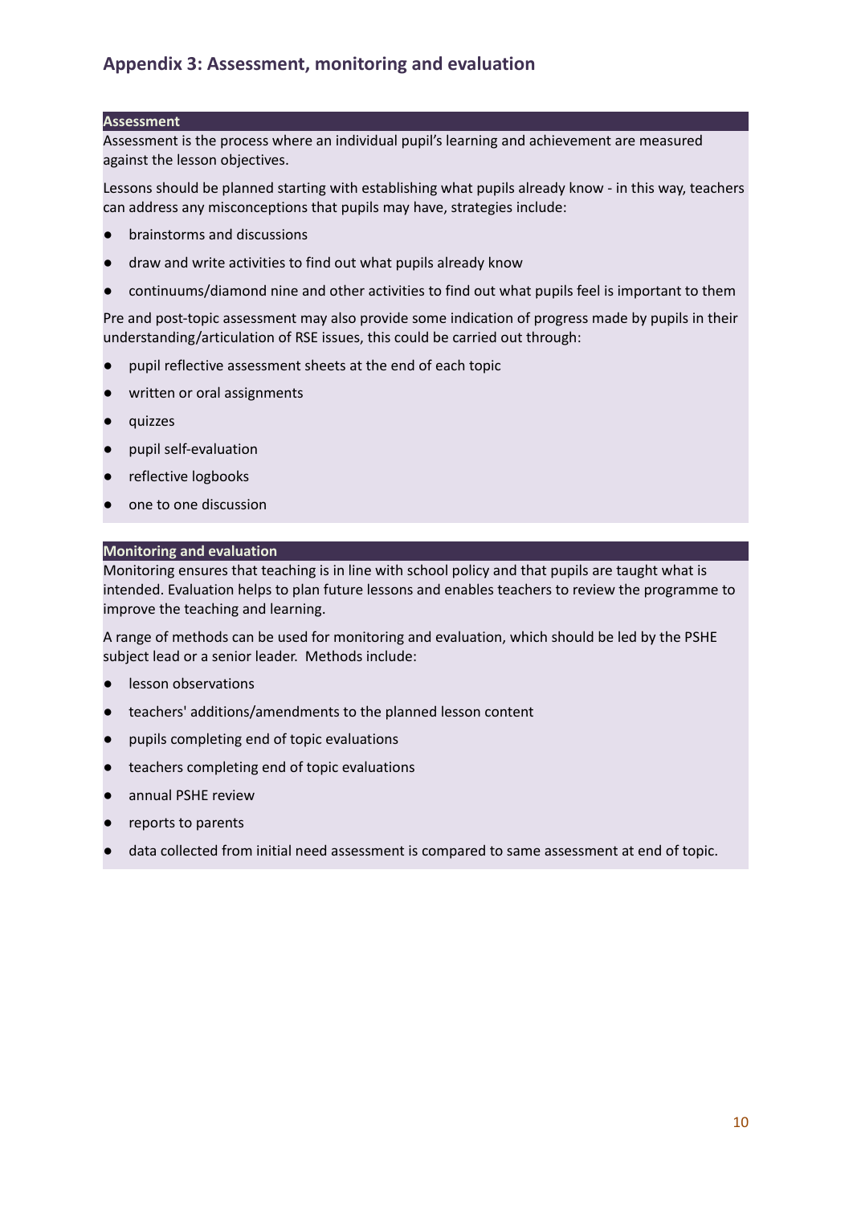## Appendix 3: Assessment, monitoring and evaluation

### Assessment

Assessment is the process where an individual pupil's learning and achievement are measured against the lesson objectives.

Lessons should be planned starting with establishing what pupils already know - in this way, teachers can address any misconceptions that pupils may have, strategies include:

- brainstorms and discussions
- draw and write activities to find out what pupils already know
- continuums/diamond nine and other activities to find out what pupils feel is important to them

Pre and post-topic assessment may also provide some indication of progress made by pupils in their understanding/articulation of RSE issues, this could be carried out through:

- pupil reflective assessment sheets at the end of each topic
- written or oral assignments
- quizzes
- pupil self-evaluation
- reflective logbooks
- one to one discussion

### Monitoring and evaluation

Monitoring ensures that teaching is in line with school policy and that pupils are taught what is intended. Evaluation helps to plan future lessons and enables teachers to review the programme to improve the teaching and learning.

A range of methods can be used for monitoring and evaluation, which should be led by the PSHE subject lead or a senior leader. Methods include:

- lesson observations
- teachers' additions/amendments to the planned lesson content
- pupils completing end of topic evaluations
- teachers completing end of topic evaluations
- annual PSHE review
- reports to parents
- data collected from initial need assessment is compared to same assessment at end of topic.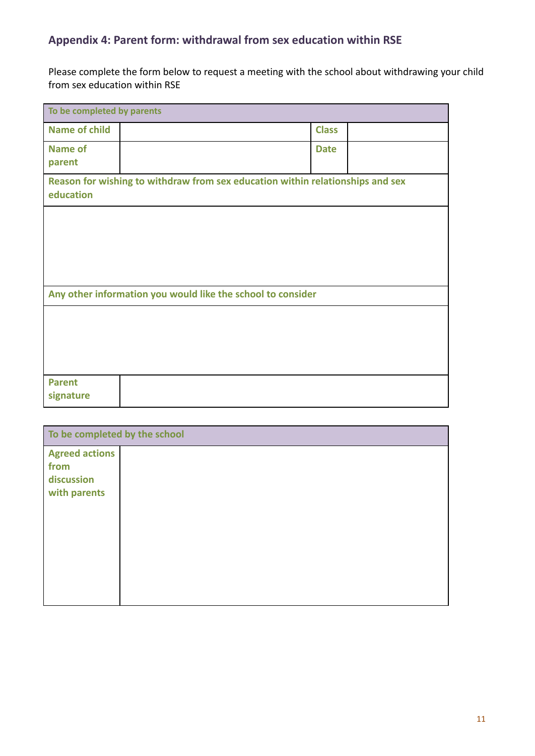## Appendix 4: Parent form: withdrawal from sex education within RSE

Please complete the form below to request a meeting with the school about withdrawing your child from sex education within RSE

| To be completed by parents | | | |
|---|---|---|---|
| **Name of child** | | **Class** | |
| **Name of parent** | | **Date** | |
| **Reason for wishing to withdraw from sex education within relationships and sex education** | | | |
| | | | |
| **Any other information you would like the school to consider** | | | |
| | | | |
| **Parent signature** | | | |

| To be completed by the school | |
|---|---|
| **Agreed actions from discussion with parents** | |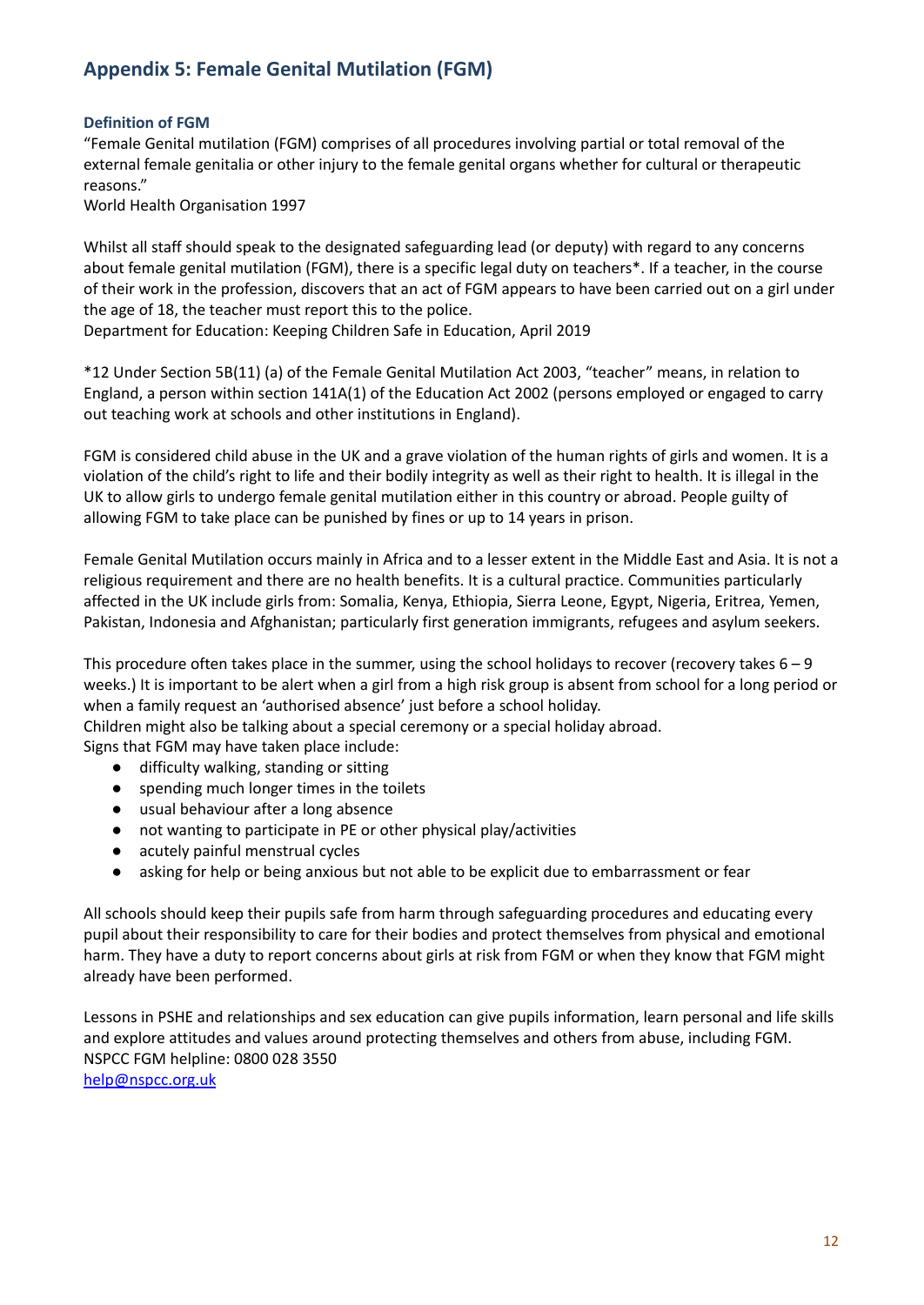## Appendix 5: Female Genital Mutilation (FGM)

### Definition of FGM

"Female Genital mutilation (FGM) comprises of all procedures involving partial or total removal of the external female genitalia or other injury to the female genital organs whether for cultural or therapeutic reasons."
World Health Organisation 1997

Whilst all staff should speak to the designated safeguarding lead (or deputy) with regard to any concerns about female genital mutilation (FGM), there is a specific legal duty on teachers*. If a teacher, in the course of their work in the profession, discovers that an act of FGM appears to have been carried out on a girl under the age of 18, the teacher must report this to the police.
Department for Education: Keeping Children Safe in Education, April 2019

*12 Under Section 5B(11) (a) of the Female Genital Mutilation Act 2003, "teacher" means, in relation to England, a person within section 141A(1) of the Education Act 2002 (persons employed or engaged to carry out teaching work at schools and other institutions in England).

FGM is considered child abuse in the UK and a grave violation of the human rights of girls and women. It is a violation of the child's right to life and their bodily integrity as well as their right to health. It is illegal in the UK to allow girls to undergo female genital mutilation either in this country or abroad. People guilty of allowing FGM to take place can be punished by fines or up to 14 years in prison.

Female Genital Mutilation occurs mainly in Africa and to a lesser extent in the Middle East and Asia. It is not a religious requirement and there are no health benefits. It is a cultural practice. Communities particularly affected in the UK include girls from: Somalia, Kenya, Ethiopia, Sierra Leone, Egypt, Nigeria, Eritrea, Yemen, Pakistan, Indonesia and Afghanistan; particularly first generation immigrants, refugees and asylum seekers.

This procedure often takes place in the summer, using the school holidays to recover (recovery takes 6 – 9 weeks.) It is important to be alert when a girl from a high risk group is absent from school for a long period or when a family request an 'authorised absence' just before a school holiday.
Children might also be talking about a special ceremony or a special holiday abroad.
Signs that FGM may have taken place include:

- difficulty walking, standing or sitting
- spending much longer times in the toilets
- usual behaviour after a long absence
- not wanting to participate in PE or other physical play/activities
- acutely painful menstrual cycles
- asking for help or being anxious but not able to be explicit due to embarrassment or fear

All schools should keep their pupils safe from harm through safeguarding procedures and educating every pupil about their responsibility to care for their bodies and protect themselves from physical and emotional harm. They have a duty to report concerns about girls at risk from FGM or when they know that FGM might already have been performed.

Lessons in PSHE and relationships and sex education can give pupils information, learn personal and life skills and explore attitudes and values around protecting themselves and others from abuse, including FGM.
NSPCC FGM helpline: 0800 028 3550
[help@nspcc.org.uk](mailto:help@nspcc.org.uk)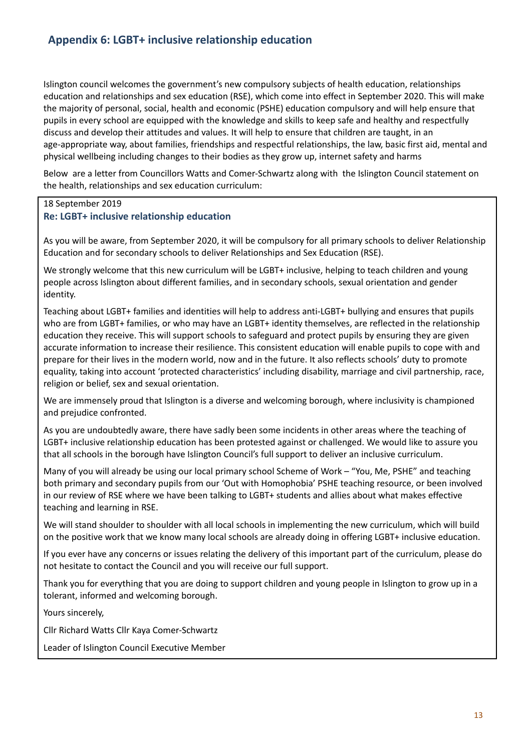## Appendix 6: LGBT+ inclusive relationship education

Islington council welcomes the government's new compulsory subjects of health education, relationships education and relationships and sex education (RSE), which come into effect in September 2020. This will make the majority of personal, social, health and economic (PSHE) education compulsory and will help ensure that pupils in every school are equipped with the knowledge and skills to keep safe and healthy and respectfully discuss and develop their attitudes and values. It will help to ensure that children are taught, in an age-appropriate way, about families, friendships and respectful relationships, the law, basic first aid, mental and physical wellbeing including changes to their bodies as they grow up, internet safety and harms

Below are a letter from Councillors Watts and Comer-Schwartz along with the Islington Council statement on the health, relationships and sex education curriculum:

18 September 2019

**Re: LGBT+ inclusive relationship education**

As you will be aware, from September 2020, it will be compulsory for all primary schools to deliver Relationship Education and for secondary schools to deliver Relationships and Sex Education (RSE).

We strongly welcome that this new curriculum will be LGBT+ inclusive, helping to teach children and young people across Islington about different families, and in secondary schools, sexual orientation and gender identity.

Teaching about LGBT+ families and identities will help to address anti-LGBT+ bullying and ensures that pupils who are from LGBT+ families, or who may have an LGBT+ identity themselves, are reflected in the relationship education they receive. This will support schools to safeguard and protect pupils by ensuring they are given accurate information to increase their resilience. This consistent education will enable pupils to cope with and prepare for their lives in the modern world, now and in the future. It also reflects schools' duty to promote equality, taking into account 'protected characteristics' including disability, marriage and civil partnership, race, religion or belief, sex and sexual orientation.

We are immensely proud that Islington is a diverse and welcoming borough, where inclusivity is championed and prejudice confronted.

As you are undoubtedly aware, there have sadly been some incidents in other areas where the teaching of LGBT+ inclusive relationship education has been protested against or challenged. We would like to assure you that all schools in the borough have Islington Council's full support to deliver an inclusive curriculum.

Many of you will already be using our local primary school Scheme of Work – "You, Me, PSHE" and teaching both primary and secondary pupils from our 'Out with Homophobia' PSHE teaching resource, or been involved in our review of RSE where we have been talking to LGBT+ students and allies about what makes effective teaching and learning in RSE.

We will stand shoulder to shoulder with all local schools in implementing the new curriculum, which will build on the positive work that we know many local schools are already doing in offering LGBT+ inclusive education.

If you ever have any concerns or issues relating the delivery of this important part of the curriculum, please do not hesitate to contact the Council and you will receive our full support.

Thank you for everything that you are doing to support children and young people in Islington to grow up in a tolerant, informed and welcoming borough.

Yours sincerely,

Cllr Richard Watts Cllr Kaya Comer-Schwartz

Leader of Islington Council Executive Member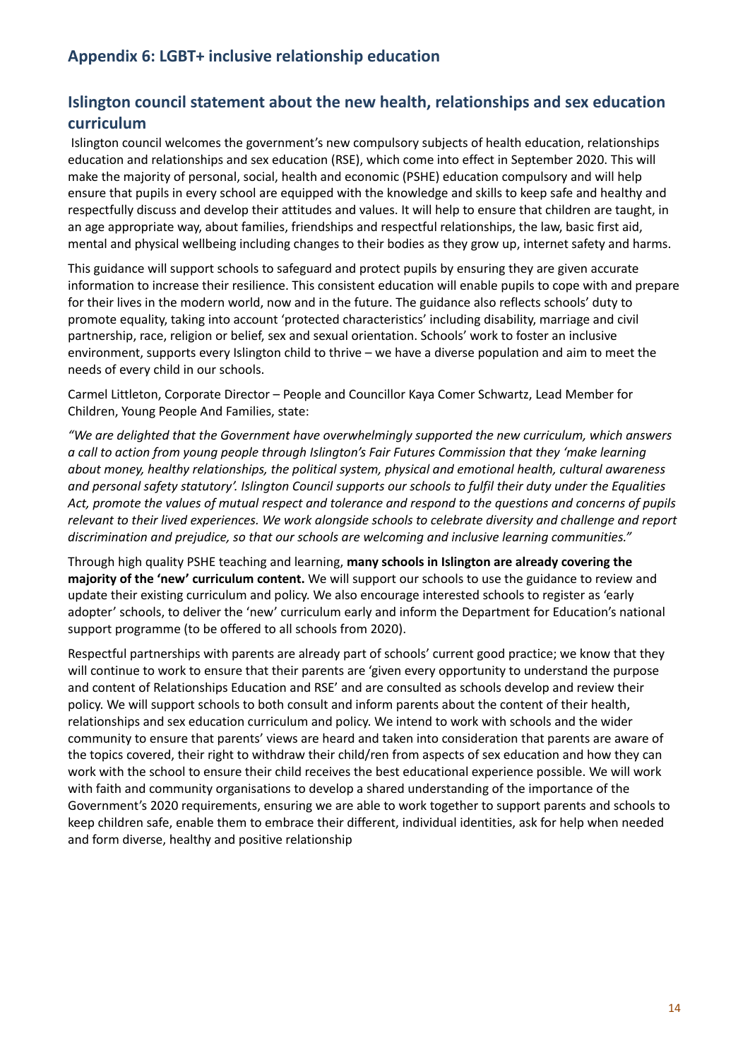## Appendix 6: LGBT+ inclusive relationship education

## Islington council statement about the new health, relationships and sex education curriculum

Islington council welcomes the government's new compulsory subjects of health education, relationships education and relationships and sex education (RSE), which come into effect in September 2020. This will make the majority of personal, social, health and economic (PSHE) education compulsory and will help ensure that pupils in every school are equipped with the knowledge and skills to keep safe and healthy and respectfully discuss and develop their attitudes and values. It will help to ensure that children are taught, in an age appropriate way, about families, friendships and respectful relationships, the law, basic first aid, mental and physical wellbeing including changes to their bodies as they grow up, internet safety and harms.

This guidance will support schools to safeguard and protect pupils by ensuring they are given accurate information to increase their resilience. This consistent education will enable pupils to cope with and prepare for their lives in the modern world, now and in the future. The guidance also reflects schools' duty to promote equality, taking into account 'protected characteristics' including disability, marriage and civil partnership, race, religion or belief, sex and sexual orientation. Schools' work to foster an inclusive environment, supports every Islington child to thrive – we have a diverse population and aim to meet the needs of every child in our schools.

Carmel Littleton, Corporate Director – People and Councillor Kaya Comer Schwartz, Lead Member for Children, Young People And Families, state:

*"We are delighted that the Government have overwhelmingly supported the new curriculum, which answers a call to action from young people through Islington's Fair Futures Commission that they 'make learning about money, healthy relationships, the political system, physical and emotional health, cultural awareness and personal safety statutory'. Islington Council supports our schools to fulfil their duty under the Equalities Act, promote the values of mutual respect and tolerance and respond to the questions and concerns of pupils relevant to their lived experiences. We work alongside schools to celebrate diversity and challenge and report discrimination and prejudice, so that our schools are welcoming and inclusive learning communities."*

Through high quality PSHE teaching and learning, **many schools in Islington are already covering the majority of the 'new' curriculum content.** We will support our schools to use the guidance to review and update their existing curriculum and policy. We also encourage interested schools to register as 'early adopter' schools, to deliver the 'new' curriculum early and inform the Department for Education's national support programme (to be offered to all schools from 2020).

Respectful partnerships with parents are already part of schools' current good practice; we know that they will continue to work to ensure that their parents are 'given every opportunity to understand the purpose and content of Relationships Education and RSE' and are consulted as schools develop and review their policy. We will support schools to both consult and inform parents about the content of their health, relationships and sex education curriculum and policy. We intend to work with schools and the wider community to ensure that parents' views are heard and taken into consideration that parents are aware of the topics covered, their right to withdraw their child/ren from aspects of sex education and how they can work with the school to ensure their child receives the best educational experience possible. We will work with faith and community organisations to develop a shared understanding of the importance of the Government's 2020 requirements, ensuring we are able to work together to support parents and schools to keep children safe, enable them to embrace their different, individual identities, ask for help when needed and form diverse, healthy and positive relationship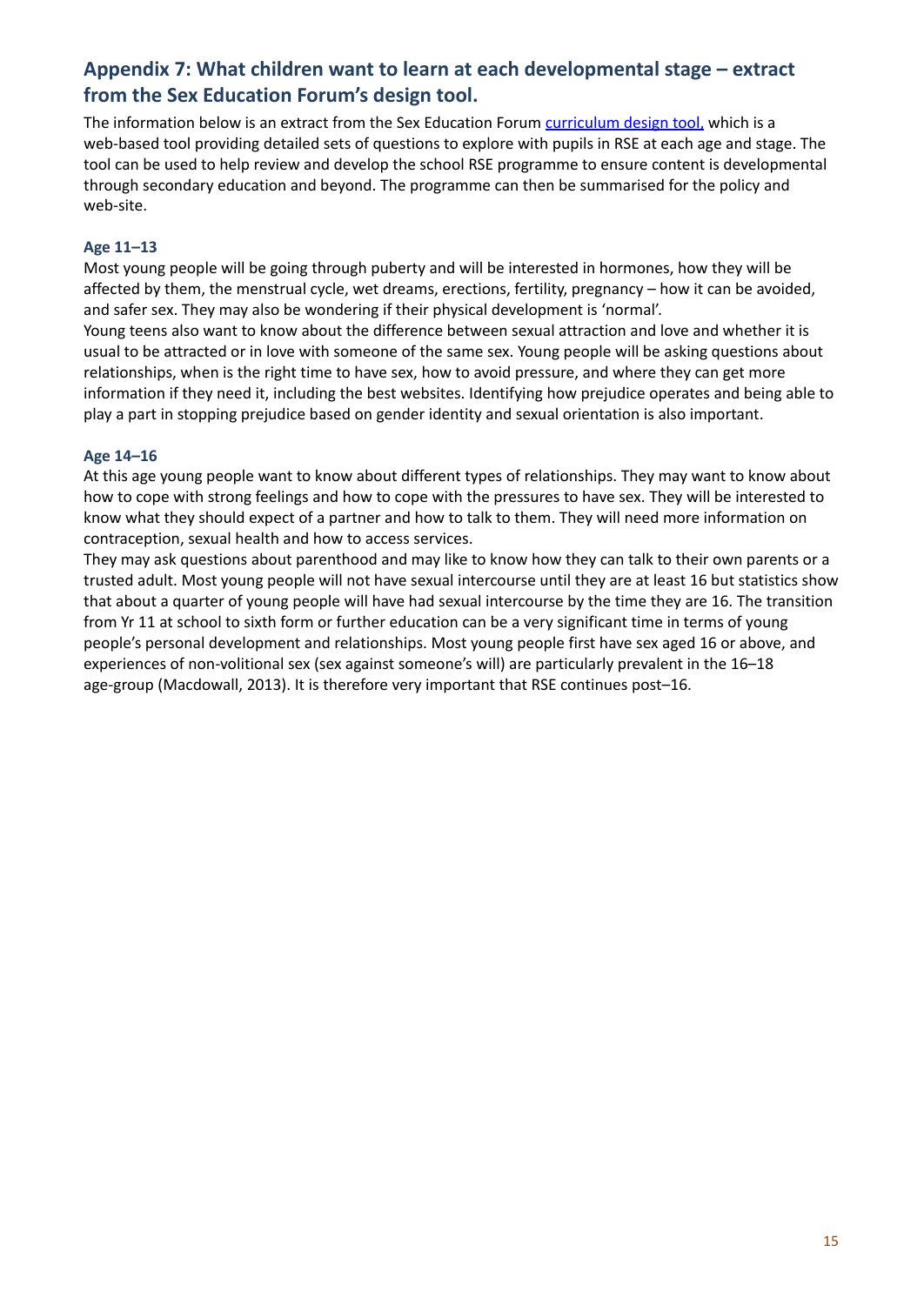## Appendix 7: What children want to learn at each developmental stage – extract from the Sex Education Forum's design tool.

The information below is an extract from the Sex Education Forum curriculum design tool, which is a web-based tool providing detailed sets of questions to explore with pupils in RSE at each age and stage. The tool can be used to help review and develop the school RSE programme to ensure content is developmental through secondary education and beyond. The programme can then be summarised for the policy and web-site.

### Age 11–13

Most young people will be going through puberty and will be interested in hormones, how they will be affected by them, the menstrual cycle, wet dreams, erections, fertility, pregnancy – how it can be avoided, and safer sex. They may also be wondering if their physical development is 'normal'.
Young teens also want to know about the difference between sexual attraction and love and whether it is usual to be attracted or in love with someone of the same sex. Young people will be asking questions about relationships, when is the right time to have sex, how to avoid pressure, and where they can get more information if they need it, including the best websites. Identifying how prejudice operates and being able to play a part in stopping prejudice based on gender identity and sexual orientation is also important.

### Age 14–16

At this age young people want to know about different types of relationships. They may want to know about how to cope with strong feelings and how to cope with the pressures to have sex. They will be interested to know what they should expect of a partner and how to talk to them. They will need more information on contraception, sexual health and how to access services.
They may ask questions about parenthood and may like to know how they can talk to their own parents or a trusted adult. Most young people will not have sexual intercourse until they are at least 16 but statistics show that about a quarter of young people will have had sexual intercourse by the time they are 16. The transition from Yr 11 at school to sixth form or further education can be a very significant time in terms of young people's personal development and relationships. Most young people first have sex aged 16 or above, and experiences of non-volitional sex (sex against someone's will) are particularly prevalent in the 16–18 age-group (Macdowall, 2013). It is therefore very important that RSE continues post–16.